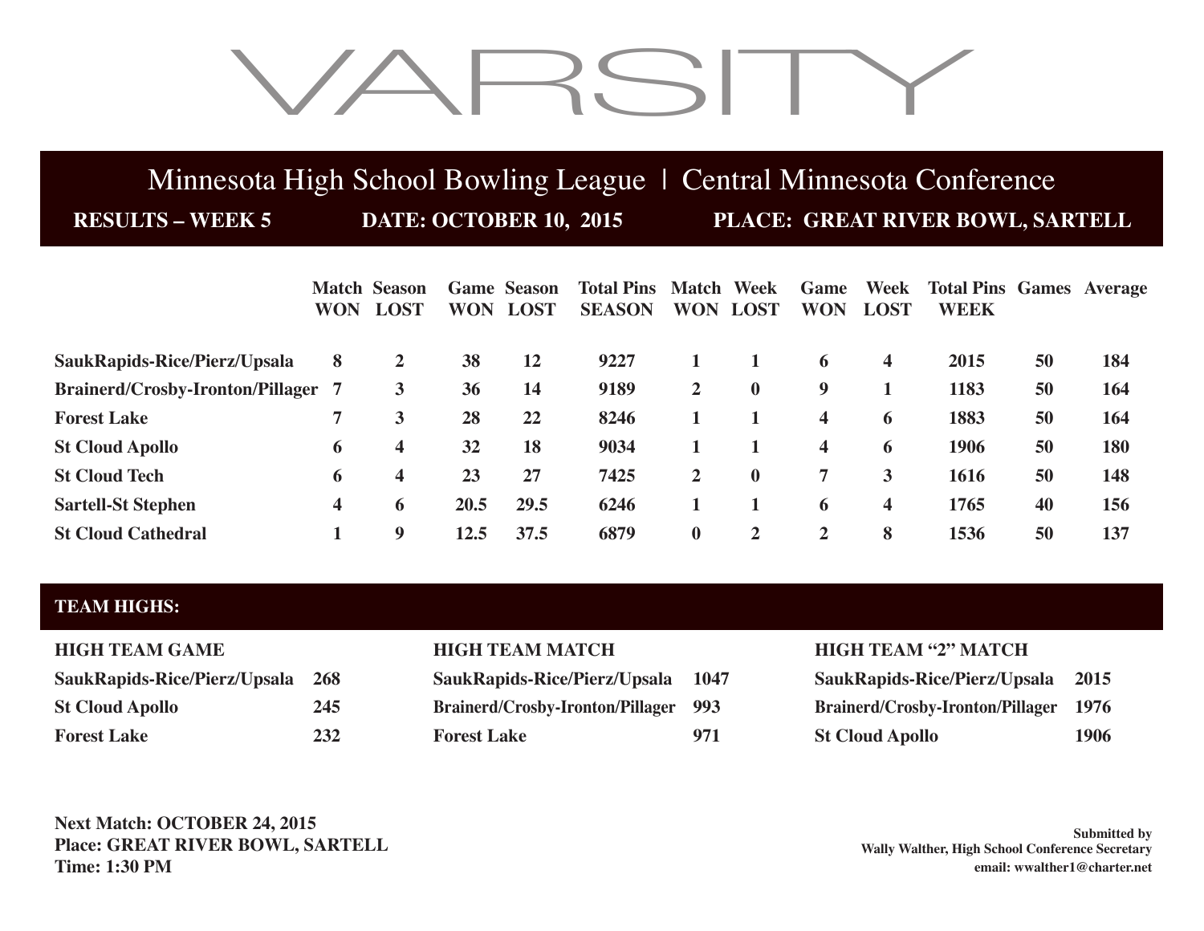# VARSITY

## Minnesota High School Bowling League | Central Minnesota Conference

**RESULTS – WEEK 5** **DATE: OCTOBER 10, 2015** **PLACE: GREAT RIVER BOWL, SARTELL**

| | Match WON | Season LOST | Game WON | Season LOST | Total Pins SEASON | Match WON | Week LOST | Game WON | Week LOST | Total Pins WEEK | Games | Average |
|---|---|---|---|---|---|---|---|---|---|---|---|---|
| **SaukRapids-Rice/Pierz/Upsala** | 8 | 2 | 38 | 12 | 9227 | 1 | 1 | 6 | 4 | 2015 | 50 | 184 |
| **Brainerd/Crosby-Ironton/Pillager** | 7 | 3 | 36 | 14 | 9189 | 2 | 0 | 9 | 1 | 1183 | 50 | 164 |
| **Forest Lake** | 7 | 3 | 28 | 22 | 8246 | 1 | 1 | 4 | 6 | 1883 | 50 | 164 |
| **St Cloud Apollo** | 6 | 4 | 32 | 18 | 9034 | 1 | 1 | 4 | 6 | 1906 | 50 | 180 |
| **St Cloud Tech** | 6 | 4 | 23 | 27 | 7425 | 2 | 0 | 7 | 3 | 1616 | 50 | 148 |
| **Sartell-St Stephen** | 4 | 6 | 20.5 | 29.5 | 6246 | 1 | 1 | 6 | 4 | 1765 | 40 | 156 |
| **St Cloud Cathedral** | 1 | 9 | 12.5 | 37.5 | 6879 | 0 | 2 | 2 | 8 | 1536 | 50 | 137 |

## TEAM HIGHS:

**HIGH TEAM GAME**

| | |
|---|---|
| SaukRapids-Rice/Pierz/Upsala | 268 |
| St Cloud Apollo | 245 |
| Forest Lake | 232 |

**HIGH TEAM MATCH**

| | |
|---|---|
| SaukRapids-Rice/Pierz/Upsala | 1047 |
| Brainerd/Crosby-Ironton/Pillager | 993 |
| Forest Lake | 971 |

**HIGH TEAM "2" MATCH**

| | |
|---|---|
| SaukRapids-Rice/Pierz/Upsala | 2015 |
| Brainerd/Crosby-Ironton/Pillager | 1976 |
| St Cloud Apollo | 1906 |

**Next Match: OCTOBER 24, 2015**
**Place: GREAT RIVER BOWL, SARTELL**
**Time: 1:30 PM**

**Submitted by**
**Wally Walther, High School Conference Secretary**
**email: wwalther1@charter.net**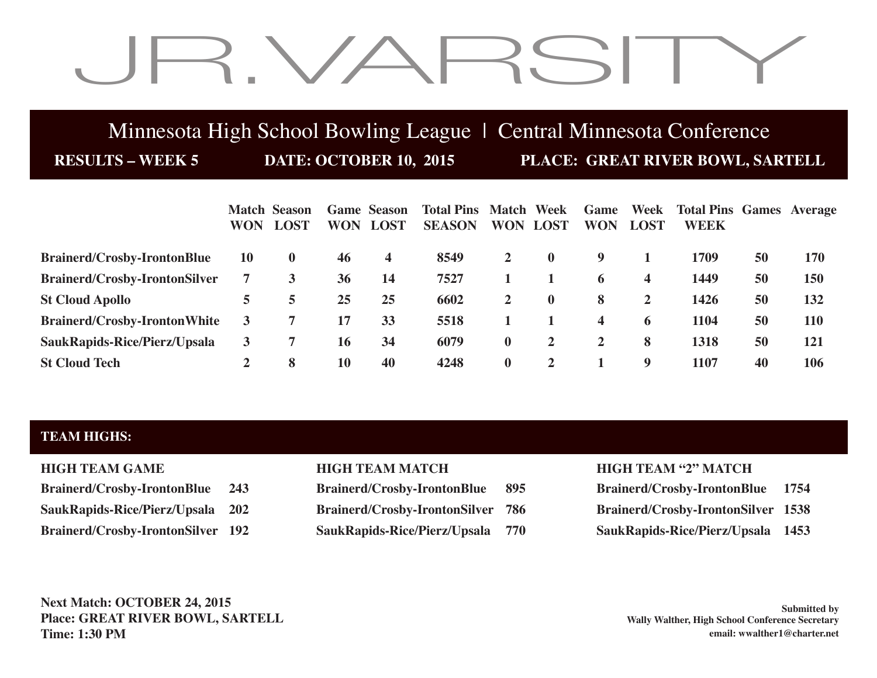# JR. VARSITY

## Minnesota High School Bowling League | Central Minnesota Conference

**RESULTS – WEEK 5** **DATE: OCTOBER 10, 2015** **PLACE: GREAT RIVER BOWL, SARTELL**

| | Match WON | Season LOST | Game WON | Season LOST | Total Pins SEASON | Match WON | Week LOST | Game WON | Week LOST | Total Pins WEEK | Games | Average |
|---|---|---|---|---|---|---|---|---|---|---|---|---|
| **Brainerd/Crosby-IrontonBlue** | 10 | 0 | 46 | 4 | 8549 | 2 | 0 | 9 | 1 | 1709 | 50 | 170 |
| **Brainerd/Crosby-IrontonSilver** | 7 | 3 | 36 | 14 | 7527 | 1 | 1 | 6 | 4 | 1449 | 50 | 150 |
| **St Cloud Apollo** | 5 | 5 | 25 | 25 | 6602 | 2 | 0 | 8 | 2 | 1426 | 50 | 132 |
| **Brainerd/Crosby-IrontonWhite** | 3 | 7 | 17 | 33 | 5518 | 1 | 1 | 4 | 6 | 1104 | 50 | 110 |
| **SaukRapids-Rice/Pierz/Upsala** | 3 | 7 | 16 | 34 | 6079 | 0 | 2 | 2 | 8 | 1318 | 50 | 121 |
| **St Cloud Tech** | 2 | 8 | 10 | 40 | 4248 | 0 | 2 | 1 | 9 | 1107 | 40 | 106 |

## TEAM HIGHS:

**HIGH TEAM GAME**

| | |
|---|---|
| Brainerd/Crosby-IrontonBlue | 243 |
| SaukRapids-Rice/Pierz/Upsala | 202 |
| Brainerd/Crosby-IrontonSilver | 192 |

**HIGH TEAM MATCH**

| | |
|---|---|
| Brainerd/Crosby-IrontonBlue | 895 |
| Brainerd/Crosby-IrontonSilver | 786 |
| SaukRapids-Rice/Pierz/Upsala | 770 |

**HIGH TEAM “2” MATCH**

| | |
|---|---|
| Brainerd/Crosby-IrontonBlue | 1754 |
| Brainerd/Crosby-IrontonSilver | 1538 |
| SaukRapids-Rice/Pierz/Upsala | 1453 |

**Next Match: OCTOBER 24, 2015**
**Place: GREAT RIVER BOWL, SARTELL**
**Time: 1:30 PM**

**Submitted by**
**Wally Walther, High School Conference Secretary**
**email: wwalther1@charter.net**